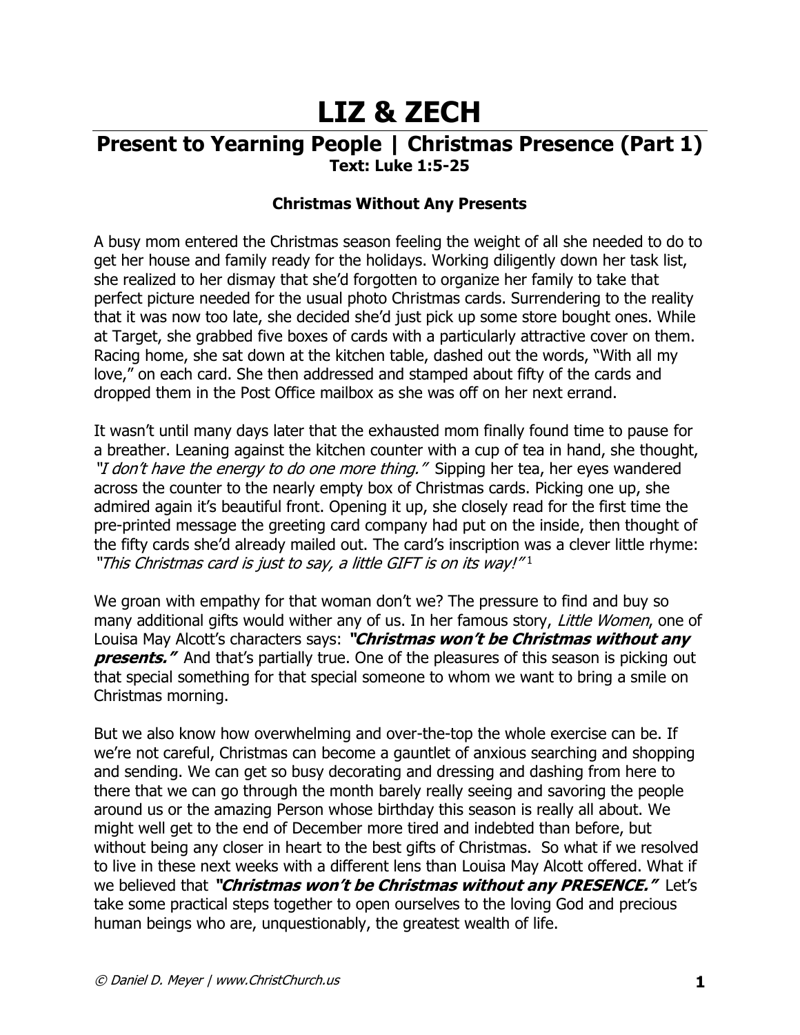# LIZ & ZECH

## Present to Yearning People | Christmas Presence (Part 1)

**Text: Luke 1:5-25**

### Christmas Without Any Presents

A busy mom entered the Christmas season feeling the weight of all she needed to do to get her house and family ready for the holidays. Working diligently down her task list, she realized to her dismay that she'd forgotten to organize her family to take that perfect picture needed for the usual photo Christmas cards. Surrendering to the reality that it was now too late, she decided she'd just pick up some store bought ones. While at Target, she grabbed five boxes of cards with a particularly attractive cover on them. Racing home, she sat down at the kitchen table, dashed out the words, "With all my love," on each card. She then addressed and stamped about fifty of the cards and dropped them in the Post Office mailbox as she was off on her next errand.

It wasn't until many days later that the exhausted mom finally found time to pause for a breather. Leaning against the kitchen counter with a cup of tea in hand, she thought, *"I don't have the energy to do one more thing."* Sipping her tea, her eyes wandered across the counter to the nearly empty box of Christmas cards. Picking one up, she admired again it's beautiful front. Opening it up, she closely read for the first time the pre-printed message the greeting card company had put on the inside, then thought of the fifty cards she'd already mailed out. The card's inscription was a clever little rhyme: *"This Christmas card is just to say, a little GIFT is on its way!"*[1]

We groan with empathy for that woman don't we? The pressure to find and buy so many additional gifts would wither any of us. In her famous story, *Little Women*, one of Louisa May Alcott's characters says: ***"Christmas won't be Christmas without any presents."*** And that's partially true. One of the pleasures of this season is picking out that special something for that special someone to whom we want to bring a smile on Christmas morning.

But we also know how overwhelming and over-the-top the whole exercise can be. If we're not careful, Christmas can become a gauntlet of anxious searching and shopping and sending. We can get so busy decorating and dressing and dashing from here to there that we can go through the month barely really seeing and savoring the people around us or the amazing Person whose birthday this season is really all about. We might well get to the end of December more tired and indebted than before, but without being any closer in heart to the best gifts of Christmas. So what if we resolved to live in these next weeks with a different lens than Louisa May Alcott offered. What if we believed that ***"Christmas won't be Christmas without any PRESENCE."*** Let's take some practical steps together to open ourselves to the loving God and precious human beings who are, unquestionably, the greatest wealth of life.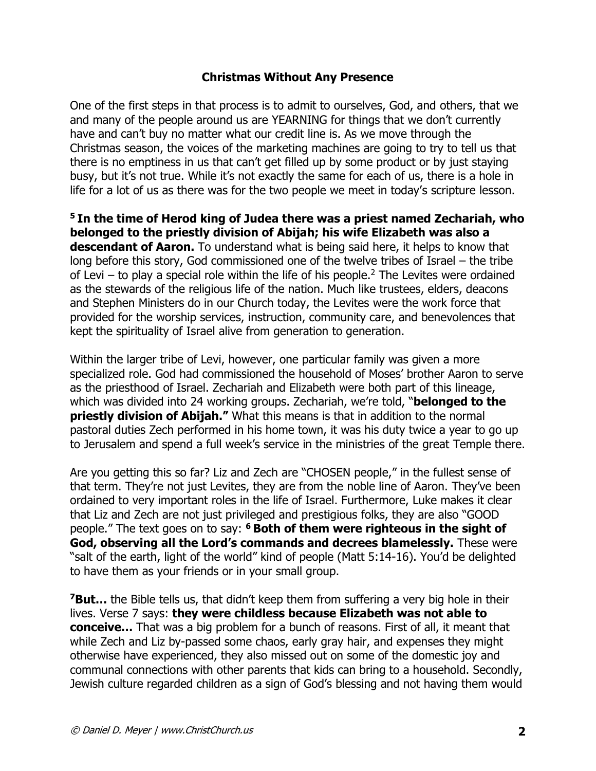**Christmas Without Any Presence**

One of the first steps in that process is to admit to ourselves, God, and others, that we and many of the people around us are YEARNING for things that we don't currently have and can't buy no matter what our credit line is. As we move through the Christmas season, the voices of the marketing machines are going to try to tell us that there is no emptiness in us that can't get filled up by some product or by just staying busy, but it's not true. While it's not exactly the same for each of us, there is a hole in life for a lot of us as there was for the two people we meet in today's scripture lesson.

**5 In the time of Herod king of Judea there was a priest named Zechariah, who belonged to the priestly division of Abijah; his wife Elizabeth was also a descendant of Aaron.** To understand what is being said here, it helps to know that long before this story, God commissioned one of the twelve tribes of Israel – the tribe of Levi – to play a special role within the life of his people.[2] The Levites were ordained as the stewards of the religious life of the nation. Much like trustees, elders, deacons and Stephen Ministers do in our Church today, the Levites were the work force that provided for the worship services, instruction, community care, and benevolences that kept the spirituality of Israel alive from generation to generation.

Within the larger tribe of Levi, however, one particular family was given a more specialized role. God had commissioned the household of Moses' brother Aaron to serve as the priesthood of Israel. Zechariah and Elizabeth were both part of this lineage, which was divided into 24 working groups. Zechariah, we're told, "**belonged to the priestly division of Abijah."** What this means is that in addition to the normal pastoral duties Zech performed in his home town, it was his duty twice a year to go up to Jerusalem and spend a full week's service in the ministries of the great Temple there.

Are you getting this so far? Liz and Zech are "CHOSEN people," in the fullest sense of that term. They're not just Levites, they are from the noble line of Aaron. They've been ordained to very important roles in the life of Israel. Furthermore, Luke makes it clear that Liz and Zech are not just privileged and prestigious folks, they are also "GOOD people." The text goes on to say: **6 Both of them were righteous in the sight of God, observing all the Lord's commands and decrees blamelessly.** These were "salt of the earth, light of the world" kind of people (Matt 5:14-16). You'd be delighted to have them as your friends or in your small group.

**7But…** the Bible tells us, that didn't keep them from suffering a very big hole in their lives. Verse 7 says: **they were childless because Elizabeth was not able to conceive…** That was a big problem for a bunch of reasons. First of all, it meant that while Zech and Liz by-passed some chaos, early gray hair, and expenses they might otherwise have experienced, they also missed out on some of the domestic joy and communal connections with other parents that kids can bring to a household. Secondly, Jewish culture regarded children as a sign of God's blessing and not having them would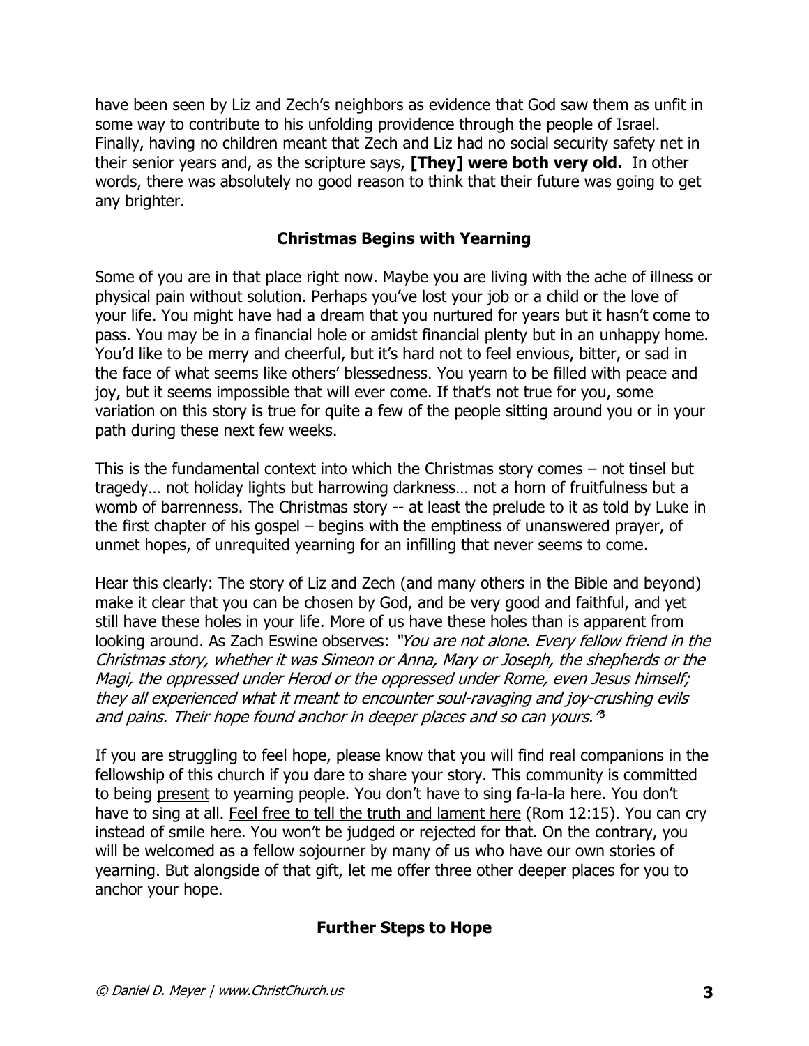have been seen by Liz and Zech's neighbors as evidence that God saw them as unfit in some way to contribute to his unfolding providence through the people of Israel. Finally, having no children meant that Zech and Liz had no social security safety net in their senior years and, as the scripture says, **[They] were both very old.** In other words, there was absolutely no good reason to think that their future was going to get any brighter.

## Christmas Begins with Yearning

Some of you are in that place right now. Maybe you are living with the ache of illness or physical pain without solution. Perhaps you've lost your job or a child or the love of your life. You might have had a dream that you nurtured for years but it hasn't come to pass. You may be in a financial hole or amidst financial plenty but in an unhappy home. You'd like to be merry and cheerful, but it's hard not to feel envious, bitter, or sad in the face of what seems like others' blessedness. You yearn to be filled with peace and joy, but it seems impossible that will ever come. If that's not true for you, some variation on this story is true for quite a few of the people sitting around you or in your path during these next few weeks.

This is the fundamental context into which the Christmas story comes – not tinsel but tragedy… not holiday lights but harrowing darkness… not a horn of fruitfulness but a womb of barrenness. The Christmas story -- at least the prelude to it as told by Luke in the first chapter of his gospel – begins with the emptiness of unanswered prayer, of unmet hopes, of unrequited yearning for an infilling that never seems to come.

Hear this clearly: The story of Liz and Zech (and many others in the Bible and beyond) make it clear that you can be chosen by God, and be very good and faithful, and yet still have these holes in your life. More of us have these holes than is apparent from looking around. As Zach Eswine observes: *"You are not alone. Every fellow friend in the Christmas story, whether it was Simeon or Anna, Mary or Joseph, the shepherds or the Magi, the oppressed under Herod or the oppressed under Rome, even Jesus himself; they all experienced what it meant to encounter soul-ravaging and joy-crushing evils and pains. Their hope found anchor in deeper places and so can yours."*[3]

If you are struggling to feel hope, please know that you will find real companions in the fellowship of this church if you dare to share your story. This community is committed to being present to yearning people. You don't have to sing fa-la-la here. You don't have to sing at all. Feel free to tell the truth and lament here (Rom 12:15). You can cry instead of smile here. You won't be judged or rejected for that. On the contrary, you will be welcomed as a fellow sojourner by many of us who have our own stories of yearning. But alongside of that gift, let me offer three other deeper places for you to anchor your hope.

## Further Steps to Hope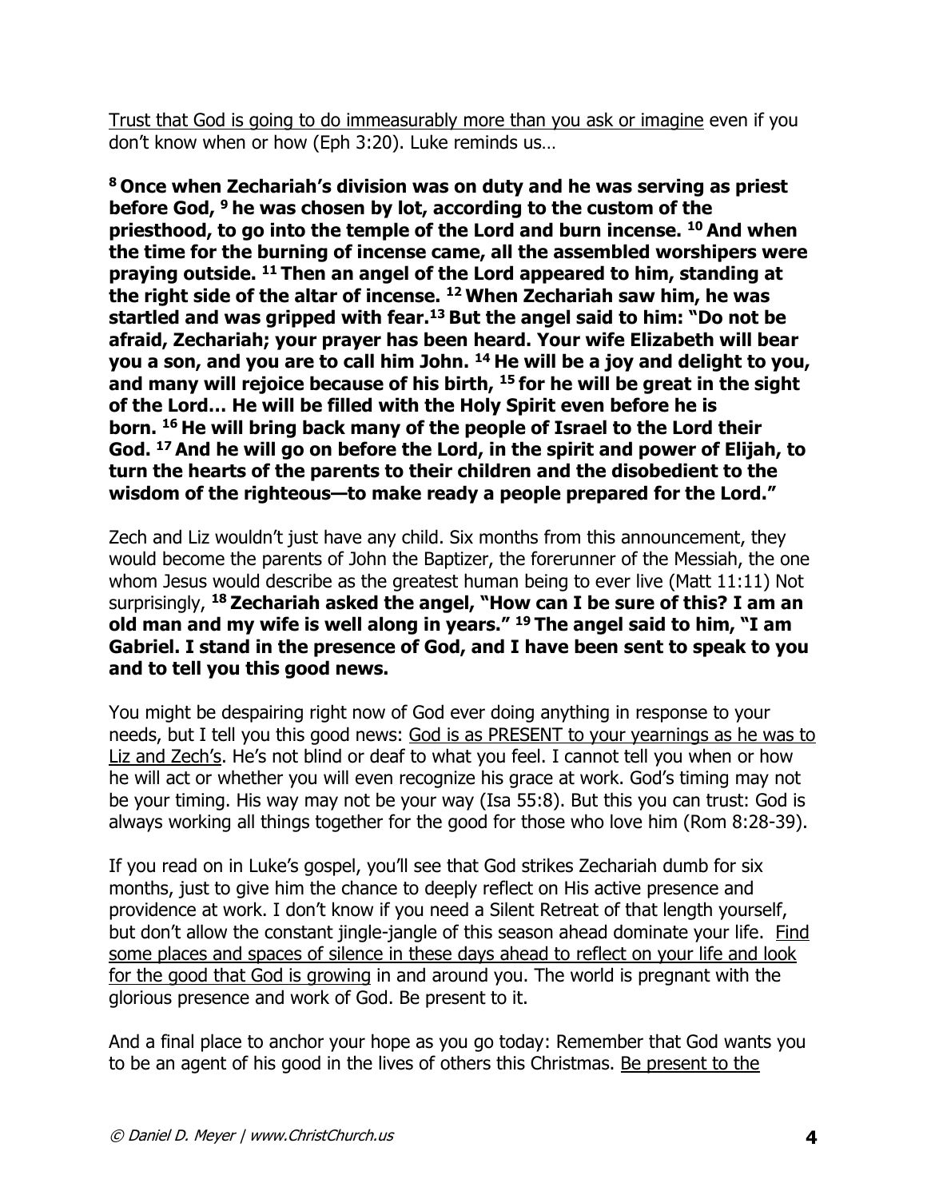Trust that God is going to do immeasurably more than you ask or imagine even if you don't know when or how (Eph 3:20). Luke reminds us…

**[8] Once when Zechariah's division was on duty and he was serving as priest before God, [9] he was chosen by lot, according to the custom of the priesthood, to go into the temple of the Lord and burn incense. [10] And when the time for the burning of incense came, all the assembled worshipers were praying outside. [11] Then an angel of the Lord appeared to him, standing at the right side of the altar of incense. [12] When Zechariah saw him, he was startled and was gripped with fear.[13] But the angel said to him: "Do not be afraid, Zechariah; your prayer has been heard. Your wife Elizabeth will bear you a son, and you are to call him John. [14] He will be a joy and delight to you, and many will rejoice because of his birth, [15] for he will be great in the sight of the Lord… He will be filled with the Holy Spirit even before he is born. [16] He will bring back many of the people of Israel to the Lord their God. [17] And he will go on before the Lord, in the spirit and power of Elijah, to turn the hearts of the parents to their children and the disobedient to the wisdom of the righteous—to make ready a people prepared for the Lord."**

Zech and Liz wouldn't just have any child. Six months from this announcement, they would become the parents of John the Baptizer, the forerunner of the Messiah, the one whom Jesus would describe as the greatest human being to ever live (Matt 11:11) Not surprisingly, **[18] Zechariah asked the angel, "How can I be sure of this? I am an old man and my wife is well along in years." [19] The angel said to him, "I am Gabriel. I stand in the presence of God, and I have been sent to speak to you and to tell you this good news.**

You might be despairing right now of God ever doing anything in response to your needs, but I tell you this good news: God is as PRESENT to your yearnings as he was to Liz and Zech's. He's not blind or deaf to what you feel. I cannot tell you when or how he will act or whether you will even recognize his grace at work. God's timing may not be your timing. His way may not be your way (Isa 55:8). But this you can trust: God is always working all things together for the good for those who love him (Rom 8:28-39).

If you read on in Luke's gospel, you'll see that God strikes Zechariah dumb for six months, just to give him the chance to deeply reflect on His active presence and providence at work. I don't know if you need a Silent Retreat of that length yourself, but don't allow the constant jingle-jangle of this season ahead dominate your life. Find some places and spaces of silence in these days ahead to reflect on your life and look for the good that God is growing in and around you. The world is pregnant with the glorious presence and work of God. Be present to it.

And a final place to anchor your hope as you go today: Remember that God wants you to be an agent of his good in the lives of others this Christmas. Be present to the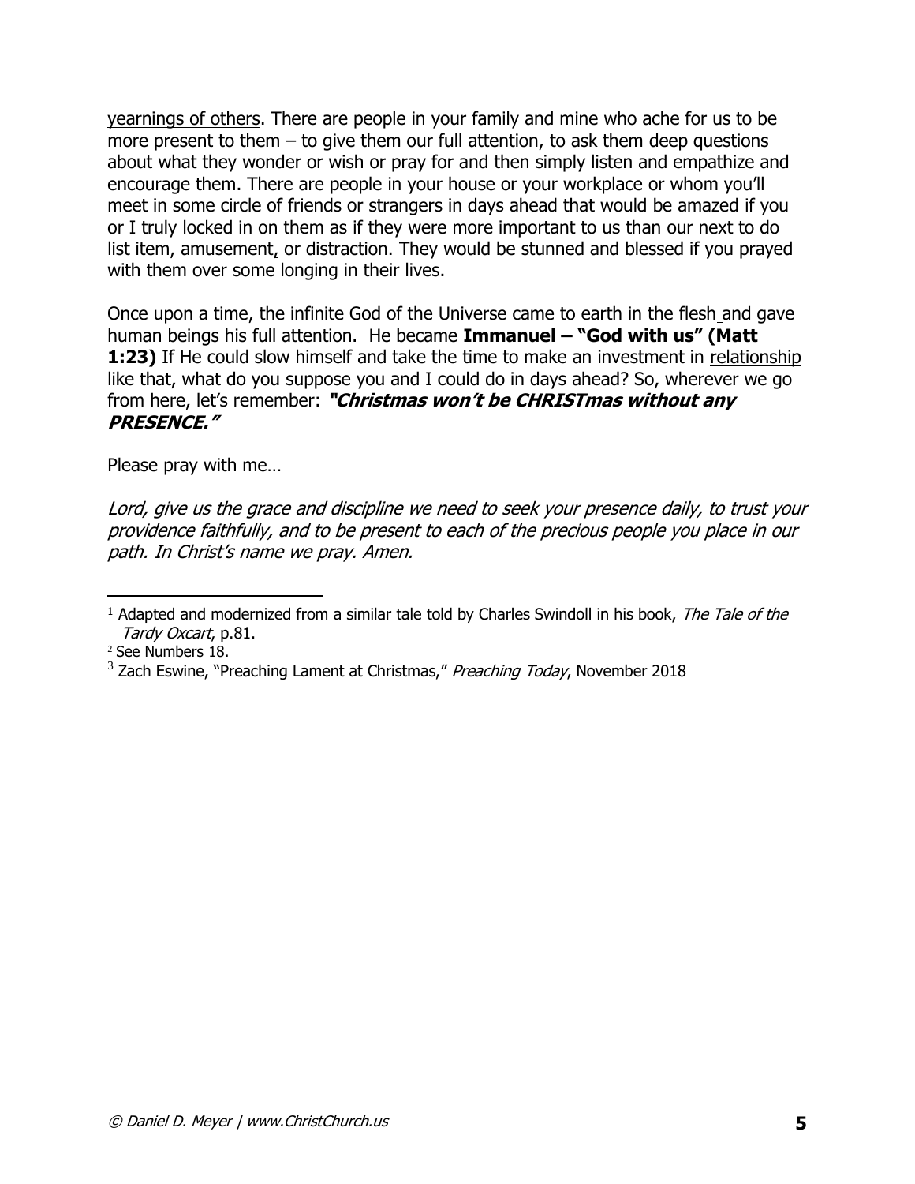yearnings of others. There are people in your family and mine who ache for us to be more present to them – to give them our full attention, to ask them deep questions about what they wonder or wish or pray for and then simply listen and empathize and encourage them. There are people in your house or your workplace or whom you'll meet in some circle of friends or strangers in days ahead that would be amazed if you or I truly locked in on them as if they were more important to us than our next to do list item, amusement, or distraction. They would be stunned and blessed if you prayed with them over some longing in their lives.

Once upon a time, the infinite God of the Universe came to earth in the flesh and gave human beings his full attention. He became **Immanuel – "God with us" (Matt 1:23)** If He could slow himself and take the time to make an investment in relationship like that, what do you suppose you and I could do in days ahead? So, wherever we go from here, let's remember: ***"Christmas won't be CHRISTmas without any PRESENCE."***

Please pray with me…

*Lord, give us the grace and discipline we need to seek your presence daily, to trust your providence faithfully, and to be present to each of the precious people you place in our path. In Christ's name we pray. Amen.*

---

[1] Adapted and modernized from a similar tale told by Charles Swindoll in his book, *The Tale of the Tardy Oxcart*, p.81.

[2] See Numbers 18.

[3] Zach Eswine, "Preaching Lament at Christmas," *Preaching Today*, November 2018

© Daniel D. Meyer | www.ChristChurch.us